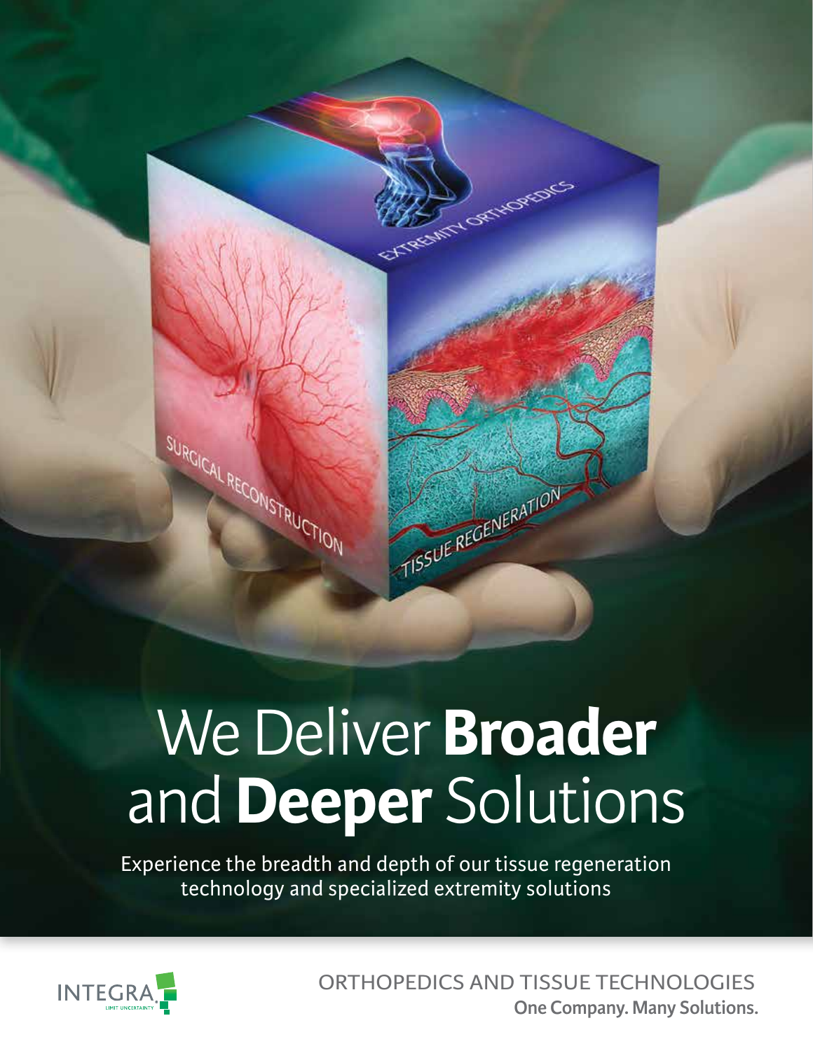# We Deliver **Broader** and **Deeper** Solutions

Experience the breadth and depth of our tissue regeneration technology and specialized extremity solutions

ORTHOPEDICS AND TISSUE TECHNOLOGIES

**One Company. Many Solutions.**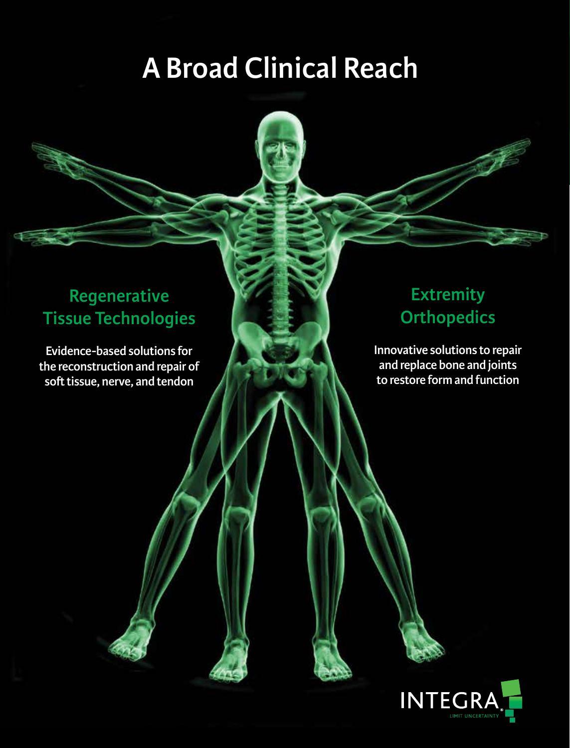# A Broad Clinical Reach

## Regenerative Tissue Technologies

**Evidence-based solutions for the reconstruction and repair of soft tissue, nerve, and tendon**

## Extremity Orthopedics

**Innovative solutions to repair and replace bone and joints to restore form and function**

INTEGRA®

LIMIT UNCERTAINTY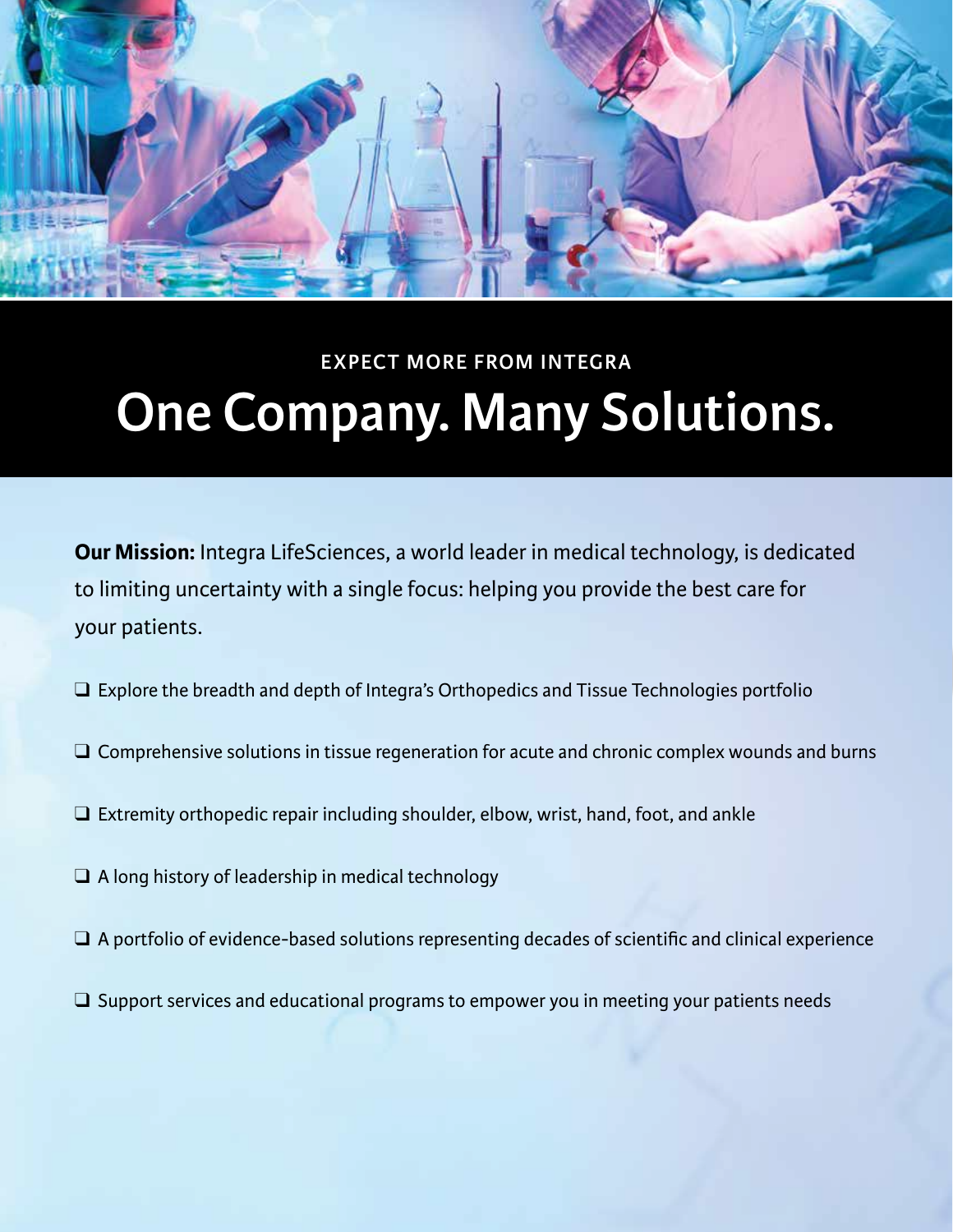EXPECT MORE FROM INTEGRA

# One Company. Many Solutions.

**Our Mission:** Integra LifeSciences, a world leader in medical technology, is dedicated to limiting uncertainty with a single focus: helping you provide the best care for your patients.

- ❑ Explore the breadth and depth of Integra's Orthopedics and Tissue Technologies portfolio
- ❑ Comprehensive solutions in tissue regeneration for acute and chronic complex wounds and burns
- ❑ Extremity orthopedic repair including shoulder, elbow, wrist, hand, foot, and ankle
- ❑ A long history of leadership in medical technology
- ❑ A portfolio of evidence-based solutions representing decades of scientific and clinical experience
- ❑ Support services and educational programs to empower you in meeting your patients needs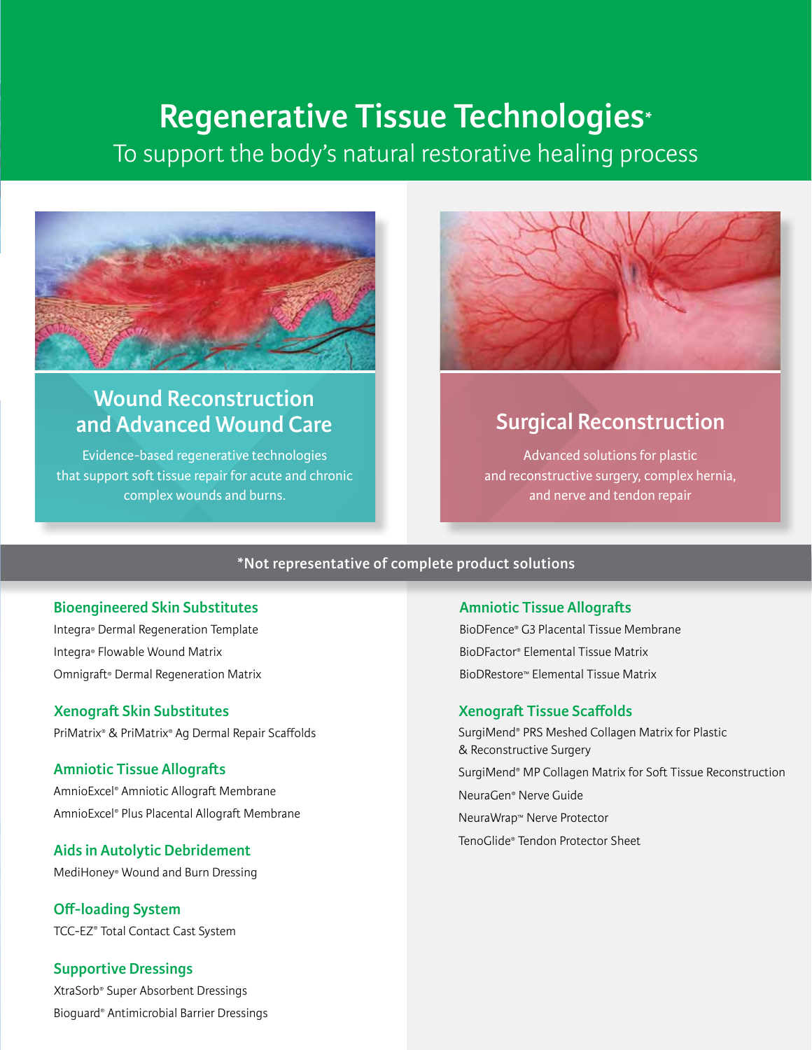# Regenerative Tissue Technologies*

To support the body's natural restorative healing process

## Wound Reconstruction and Advanced Wound Care

Evidence-based regenerative technologies that support soft tissue repair for acute and chronic complex wounds and burns.

### Bioengineered Skin Substitutes

Integra® Dermal Regeneration Template

Integra® Flowable Wound Matrix

Omnigraft® Dermal Regeneration Matrix

### Xenograft Skin Substitutes

PriMatrix® & PriMatrix® Ag Dermal Repair Scaffolds

### Amniotic Tissue Allografts

AmnioExcel® Amniotic Allograft Membrane

AmnioExcel® Plus Placental Allograft Membrane

### Aids in Autolytic Debridement

MediHoney® Wound and Burn Dressing

### Off-loading System

TCC-EZ® Total Contact Cast System

### Supportive Dressings

XtraSorb® Super Absorbent Dressings

Bioguard® Antimicrobial Barrier Dressings

## Surgical Reconstruction

Advanced solutions for plastic and reconstructive surgery, complex hernia, and nerve and tendon repair

### Amniotic Tissue Allografts

BioDFence® G3 Placental Tissue Membrane

BioDFactor® Elemental Tissue Matrix

BioDRestore™ Elemental Tissue Matrix

### Xenograft Tissue Scaffolds

SurgiMend® PRS Meshed Collagen Matrix for Plastic & Reconstructive Surgery

SurgiMend® MP Collagen Matrix for Soft Tissue Reconstruction

NeuraGen® Nerve Guide

NeuraWrap™ Nerve Protector

TenoGlide® Tendon Protector Sheet

*Not representative of complete product solutions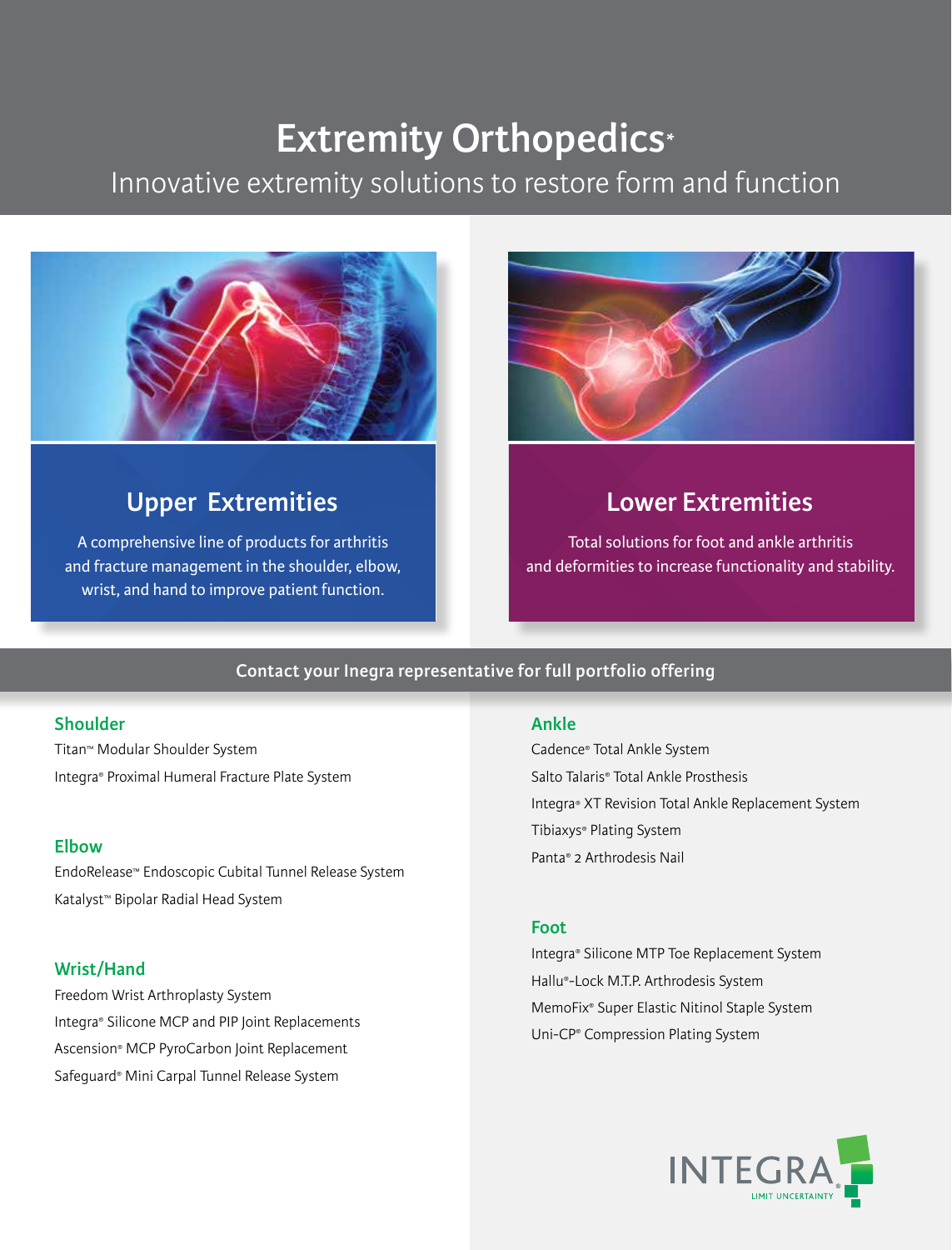# Extremity Orthopedics*

Innovative extremity solutions to restore form and function

## Upper Extremities

A comprehensive line of products for arthritis and fracture management in the shoulder, elbow, wrist, and hand to improve patient function.

## Lower Extremities

Total solutions for foot and ankle arthritis and deformities to increase functionality and stability.

**Contact your Inegra representative for full portfolio offering**

### Shoulder

Titan™ Modular Shoulder System

Integra® Proximal Humeral Fracture Plate System

### Elbow

EndoRelease™ Endoscopic Cubital Tunnel Release System

Katalyst™ Bipolar Radial Head System

### Wrist/Hand

Freedom Wrist Arthroplasty System

Integra® Silicone MCP and PIP Joint Replacements

Ascension® MCP PyroCarbon Joint Replacement

Safeguard® Mini Carpal Tunnel Release System

### Ankle

Cadence® Total Ankle System

Salto Talaris® Total Ankle Prosthesis

Integra® XT Revision Total Ankle Replacement System

Tibiaxys® Plating System

Panta® 2 Arthrodesis Nail

### Foot

Integra® Silicone MTP Toe Replacement System

Hallu®-Lock M.T.P. Arthrodesis System

MemoFix® Super Elastic Nitinol Staple System

Uni-CP® Compression Plating System

INTEGRA® LIMIT UNCERTAINTY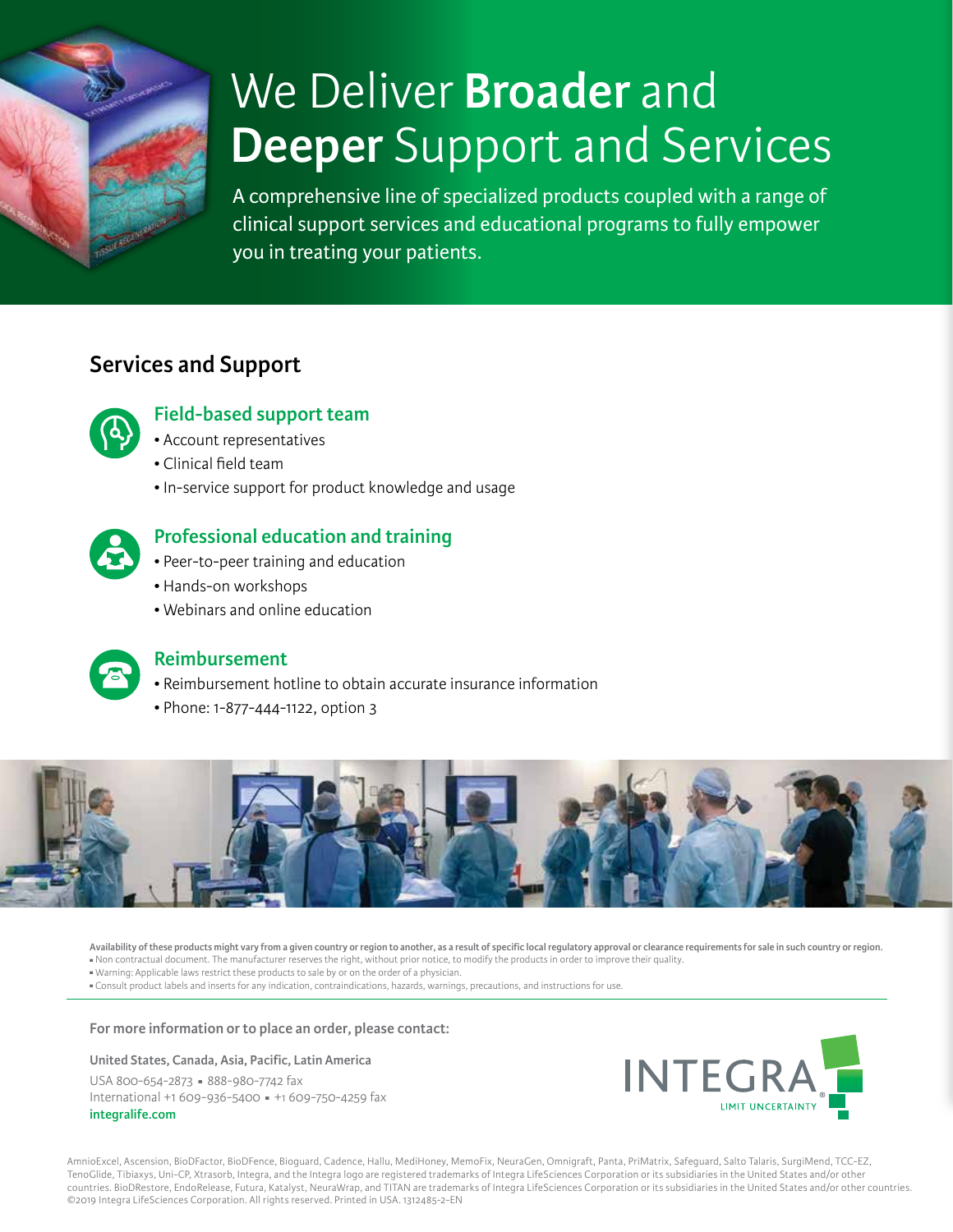# We Deliver **Broader** and **Deeper** Support and Services

A comprehensive line of specialized products coupled with a range of clinical support services and educational programs to fully empower you in treating your patients.

## Services and Support

### Field-based support team

- Account representatives
- Clinical field team
- In-service support for product knowledge and usage

### Professional education and training

- Peer-to-peer training and education
- Hands-on workshops
- Webinars and online education

### Reimbursement

- Reimbursement hotline to obtain accurate insurance information
- Phone: 1-877-444-1122, option 3

**Availability of these products might vary from a given country or region to another, as a result of specific local regulatory approval or clearance requirements for sale in such country or region.**

- Non contractual document. The manufacturer reserves the right, without prior notice, to modify the products in order to improve their quality.
- Warning: Applicable laws restrict these products to sale by or on the order of a physician.
- Consult product labels and inserts for any indication, contraindications, hazards, warnings, precautions, and instructions for use.

**For more information or to place an order, please contact:**

**United States, Canada, Asia, Pacific, Latin America**

USA 800-654-2873 ▪ 888-980-7742 fax
International +1 609-936-5400 ▪ +1 609-750-4259 fax
**integralife.com**

INTEGRA®
LIMIT UNCERTAINTY

AmnioExcel, Ascension, BioDFactor, BioDFence, Bioguard, Cadence, Hallu, MediHoney, MemoFix, NeuraGen, Omnigraft, Panta, PriMatrix, Safeguard, Salto Talaris, SurgiMend, TCC-EZ, TenoGlide, Tibiaxys, Uni-CP, Xtrasorb, Integra, and the Integra logo are registered trademarks of Integra LifeSciences Corporation or its subsidiaries in the United States and/or other countries. BioDRestore, EndoRelease, Futura, Katalyst, NeuraWrap, and TITAN are trademarks of Integra LifeSciences Corporation or its subsidiaries in the United States and/or other countries.
©2019 Integra LifeSciences Corporation. All rights reserved. Printed in USA. 1312485-2-EN